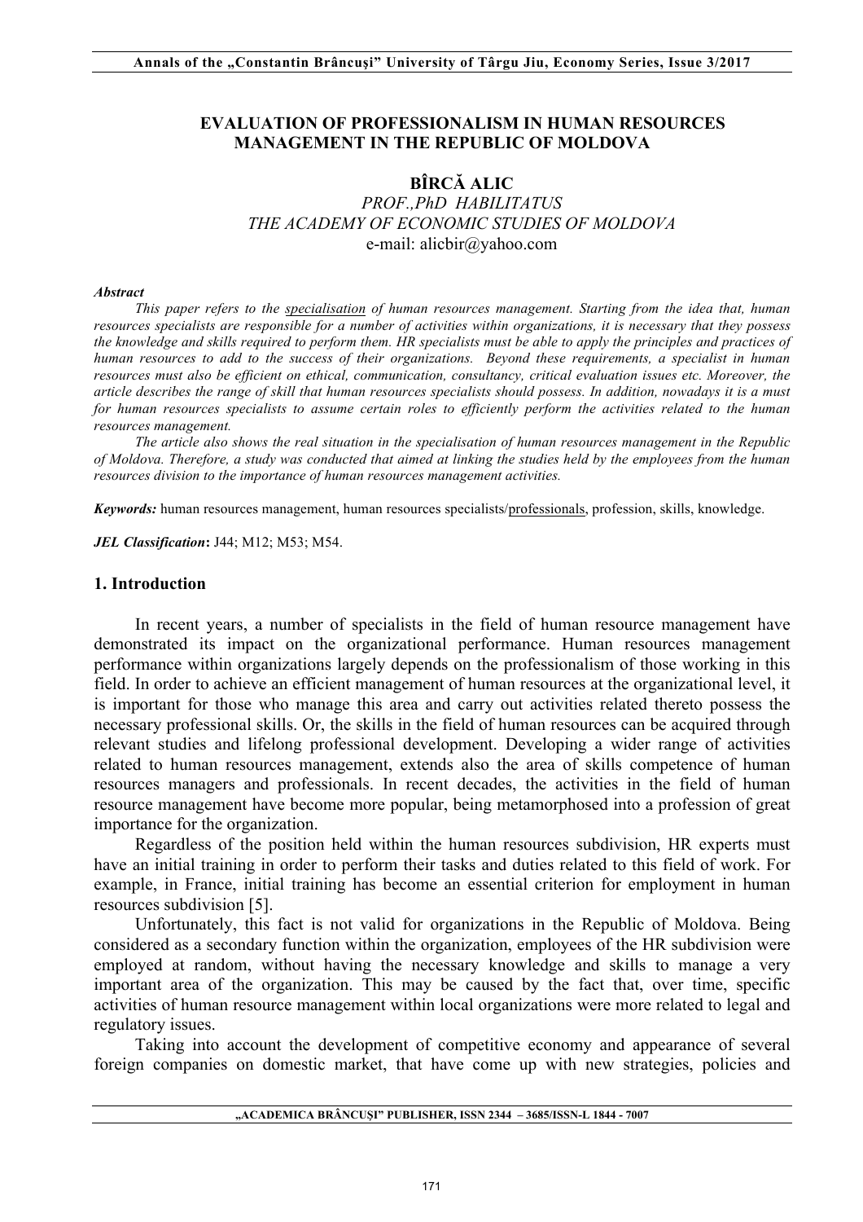# EVALUATION OF PROFESSIONALISM IN HUMAN RESOURCES MANAGEMENT IN THE REPUBLIC OF MOLDOVA

**BÎRCĂ ALIC**

*PROF.,PhD HABILITATUS*

*THE ACADEMY OF ECONOMIC STUDIES OF MOLDOVA*

e-mail: alicbir@yahoo.com

***Abstract***

*This paper refers to the specialisation of human resources management. Starting from the idea that, human resources specialists are responsible for a number of activities within organizations, it is necessary that they possess the knowledge and skills required to perform them. HR specialists must be able to apply the principles and practices of human resources to add to the success of their organizations. Beyond these requirements, a specialist in human resources must also be efficient on ethical, communication, consultancy, critical evaluation issues etc. Moreover, the article describes the range of skill that human resources specialists should possess. In addition, nowadays it is a must for human resources specialists to assume certain roles to efficiently perform the activities related to the human resources management.*

*The article also shows the real situation in the specialisation of human resources management in the Republic of Moldova. Therefore, a study was conducted that aimed at linking the studies held by the employees from the human resources division to the importance of human resources management activities.*

***Keywords:*** human resources management, human resources specialists/professionals, profession, skills, knowledge.

***JEL Classification*:** J44; M12; M53; M54.

## 1. Introduction

In recent years, a number of specialists in the field of human resource management have demonstrated its impact on the organizational performance. Human resources management performance within organizations largely depends on the professionalism of those working in this field. In order to achieve an efficient management of human resources at the organizational level, it is important for those who manage this area and carry out activities related thereto possess the necessary professional skills. Or, the skills in the field of human resources can be acquired through relevant studies and lifelong professional development. Developing a wider range of activities related to human resources management, extends also the area of skills competence of human resources managers and professionals. In recent decades, the activities in the field of human resource management have become more popular, being metamorphosed into a profession of great importance for the organization.

Regardless of the position held within the human resources subdivision, HR experts must have an initial training in order to perform their tasks and duties related to this field of work. For example, in France, initial training has become an essential criterion for employment in human resources subdivision [5].

Unfortunately, this fact is not valid for organizations in the Republic of Moldova. Being considered as a secondary function within the organization, employees of the HR subdivision were employed at random, without having the necessary knowledge and skills to manage a very important area of the organization. This may be caused by the fact that, over time, specific activities of human resource management within local organizations were more related to legal and regulatory issues.

Taking into account the development of competitive economy and appearance of several foreign companies on domestic market, that have come up with new strategies, policies and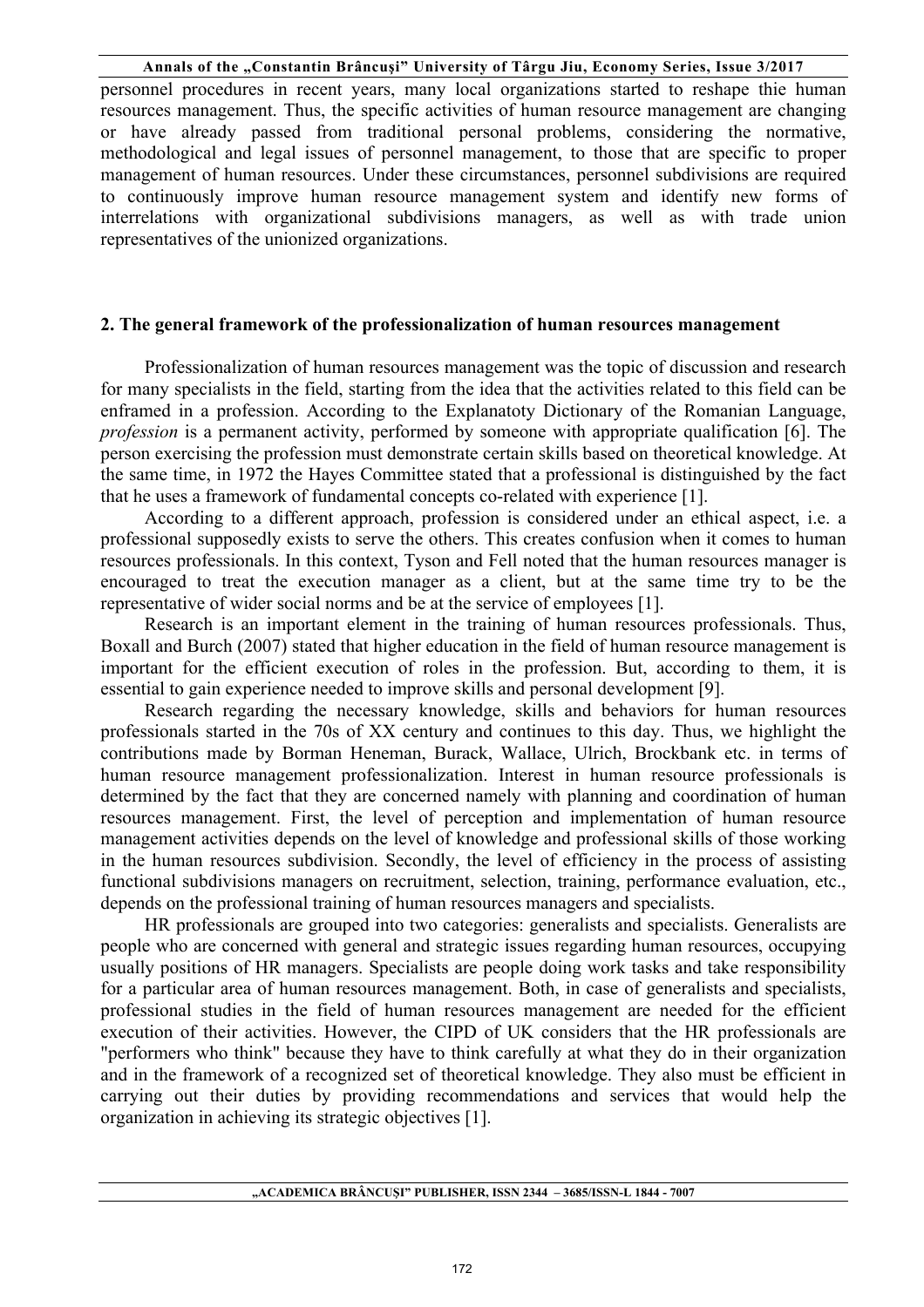personnel procedures in recent years, many local organizations started to reshape thie human resources management. Thus, the specific activities of human resource management are changing or have already passed from traditional personal problems, considering the normative, methodological and legal issues of personnel management, to those that are specific to proper management of human resources. Under these circumstances, personnel subdivisions are required to continuously improve human resource management system and identify new forms of interrelations with organizational subdivisions managers, as well as with trade union representatives of the unionized organizations.

## 2. The general framework of the professionalization of human resources management

Professionalization of human resources management was the topic of discussion and research for many specialists in the field, starting from the idea that the activities related to this field can be enframed in a profession. According to the Explanatoty Dictionary of the Romanian Language, *profession* is a permanent activity, performed by someone with appropriate qualification [6]. The person exercising the profession must demonstrate certain skills based on theoretical knowledge. At the same time, in 1972 the Hayes Committee stated that a professional is distinguished by the fact that he uses a framework of fundamental concepts co-related with experience [1].

According to a different approach, profession is considered under an ethical aspect, i.e. a professional supposedly exists to serve the others. This creates confusion when it comes to human resources professionals. In this context, Tyson and Fell noted that the human resources manager is encouraged to treat the execution manager as a client, but at the same time try to be the representative of wider social norms and be at the service of employees [1].

Research is an important element in the training of human resources professionals. Thus, Boxall and Burch (2007) stated that higher education in the field of human resource management is important for the efficient execution of roles in the profession. But, according to them, it is essential to gain experience needed to improve skills and personal development [9].

Research regarding the necessary knowledge, skills and behaviors for human resources professionals started in the 70s of XX century and continues to this day. Thus, we highlight the contributions made by Borman Heneman, Burack, Wallace, Ulrich, Brockbank etc. in terms of human resource management professionalization. Interest in human resource professionals is determined by the fact that they are concerned namely with planning and coordination of human resources management. First, the level of perception and implementation of human resource management activities depends on the level of knowledge and professional skills of those working in the human resources subdivision. Secondly, the level of efficiency in the process of assisting functional subdivisions managers on recruitment, selection, training, performance evaluation, etc., depends on the professional training of human resources managers and specialists.

HR professionals are grouped into two categories: generalists and specialists. Generalists are people who are concerned with general and strategic issues regarding human resources, occupying usually positions of HR managers. Specialists are people doing work tasks and take responsibility for a particular area of human resources management. Both, in case of generalists and specialists, professional studies in the field of human resources management are needed for the efficient execution of their activities. However, the CIPD of UK considers that the HR professionals are "performers who think" because they have to think carefully at what they do in their organization and in the framework of a recognized set of theoretical knowledge. They also must be efficient in carrying out their duties by providing recommendations and services that would help the organization in achieving its strategic objectives [1].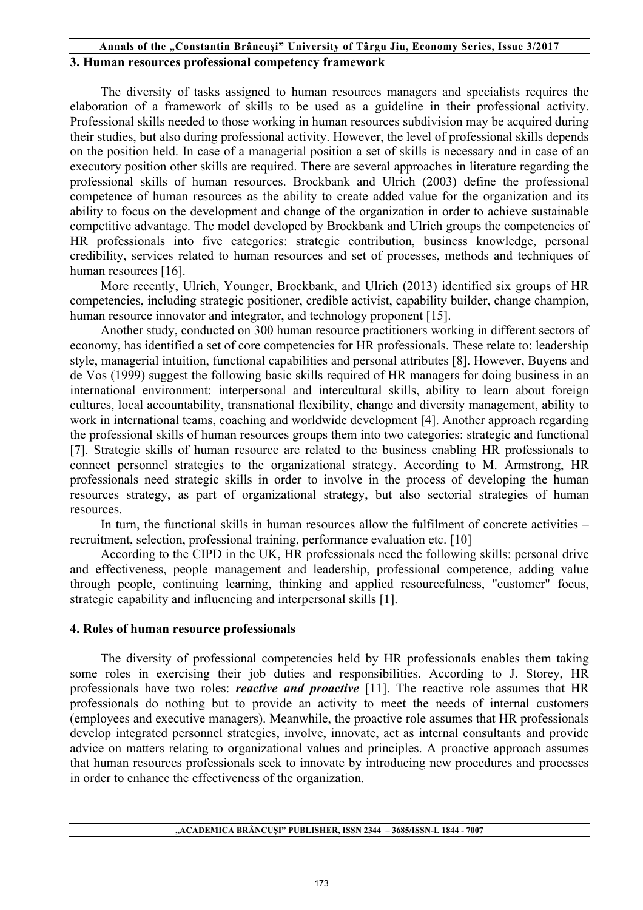## 3. Human resources professional competency framework

The diversity of tasks assigned to human resources managers and specialists requires the elaboration of a framework of skills to be used as a guideline in their professional activity. Professional skills needed to those working in human resources subdivision may be acquired during their studies, but also during professional activity. However, the level of professional skills depends on the position held. In case of a managerial position a set of skills is necessary and in case of an executory position other skills are required. There are several approaches in literature regarding the professional skills of human resources. Brockbank and Ulrich (2003) define the professional competence of human resources as the ability to create added value for the organization and its ability to focus on the development and change of the organization in order to achieve sustainable competitive advantage. The model developed by Brockbank and Ulrich groups the competencies of HR professionals into five categories: strategic contribution, business knowledge, personal credibility, services related to human resources and set of processes, methods and techniques of human resources [16].

More recently, Ulrich, Younger, Brockbank, and Ulrich (2013) identified six groups of HR competencies, including strategic positioner, credible activist, capability builder, change champion, human resource innovator and integrator, and technology proponent [15].

Another study, conducted on 300 human resource practitioners working in different sectors of economy, has identified a set of core competencies for HR professionals. These relate to: leadership style, managerial intuition, functional capabilities and personal attributes [8]. However, Buyens and de Vos (1999) suggest the following basic skills required of HR managers for doing business in an international environment: interpersonal and intercultural skills, ability to learn about foreign cultures, local accountability, transnational flexibility, change and diversity management, ability to work in international teams, coaching and worldwide development [4]. Another approach regarding the professional skills of human resources groups them into two categories: strategic and functional [7]. Strategic skills of human resource are related to the business enabling HR professionals to connect personnel strategies to the organizational strategy. According to M. Armstrong, HR professionals need strategic skills in order to involve in the process of developing the human resources strategy, as part of organizational strategy, but also sectorial strategies of human resources.

In turn, the functional skills in human resources allow the fulfilment of concrete activities – recruitment, selection, professional training, performance evaluation etc. [10]

According to the CIPD in the UK, HR professionals need the following skills: personal drive and effectiveness, people management and leadership, professional competence, adding value through people, continuing learning, thinking and applied resourcefulness, "customer" focus, strategic capability and influencing and interpersonal skills [1].

## 4. Roles of human resource professionals

The diversity of professional competencies held by HR professionals enables them taking some roles in exercising their job duties and responsibilities. According to J. Storey, HR professionals have two roles: ***reactive and proactive*** [11]. The reactive role assumes that HR professionals do nothing but to provide an activity to meet the needs of internal customers (employees and executive managers). Meanwhile, the proactive role assumes that HR professionals develop integrated personnel strategies, involve, innovate, act as internal consultants and provide advice on matters relating to organizational values and principles. A proactive approach assumes that human resources professionals seek to innovate by introducing new procedures and processes in order to enhance the effectiveness of the organization.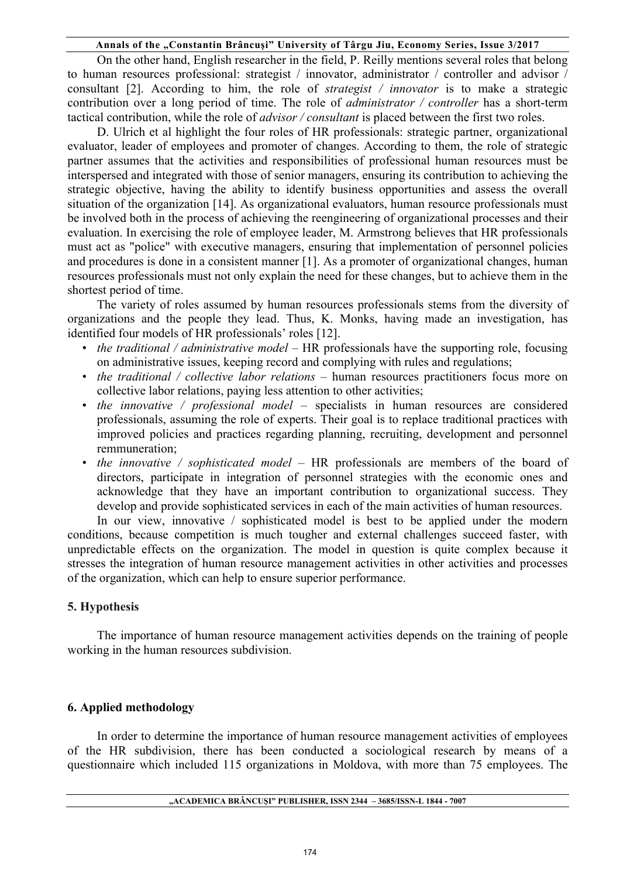On the other hand, English researcher in the field, P. Reilly mentions several roles that belong to human resources professional: strategist / innovator, administrator / controller and advisor / consultant [2]. According to him, the role of *strategist / innovator* is to make a strategic contribution over a long period of time. The role of *administrator / controller* has a short-term tactical contribution, while the role of *advisor / consultant* is placed between the first two roles.

D. Ulrich et al highlight the four roles of HR professionals: strategic partner, organizational evaluator, leader of employees and promoter of changes. According to them, the role of strategic partner assumes that the activities and responsibilities of professional human resources must be interspersed and integrated with those of senior managers, ensuring its contribution to achieving the strategic objective, having the ability to identify business opportunities and assess the overall situation of the organization [14]. As organizational evaluators, human resource professionals must be involved both in the process of achieving the reengineering of organizational processes and their evaluation. In exercising the role of employee leader, M. Armstrong believes that HR professionals must act as "police" with executive managers, ensuring that implementation of personnel policies and procedures is done in a consistent manner [1]. As a promoter of organizational changes, human resources professionals must not only explain the need for these changes, but to achieve them in the shortest period of time.

The variety of roles assumed by human resources professionals stems from the diversity of organizations and the people they lead. Thus, K. Monks, having made an investigation, has identified four models of HR professionals' roles [12].

- *the traditional / administrative model* – HR professionals have the supporting role, focusing on administrative issues, keeping record and complying with rules and regulations;
- *the traditional / collective labor relations* – human resources practitioners focus more on collective labor relations, paying less attention to other activities;
- *the innovative / professional model* – specialists in human resources are considered professionals, assuming the role of experts. Their goal is to replace traditional practices with improved policies and practices regarding planning, recruiting, development and personnel remmuneration;
- *the innovative / sophisticated model* – HR professionals are members of the board of directors, participate in integration of personnel strategies with the economic ones and acknowledge that they have an important contribution to organizational success. They develop and provide sophisticated services in each of the main activities of human resources.

In our view, innovative / sophisticated model is best to be applied under the modern conditions, because competition is much tougher and external challenges succeed faster, with unpredictable effects on the organization. The model in question is quite complex because it stresses the integration of human resource management activities in other activities and processes of the organization, which can help to ensure superior performance.

## 5. Hypothesis

The importance of human resource management activities depends on the training of people working in the human resources subdivision.

## 6. Applied methodology

In order to determine the importance of human resource management activities of employees of the HR subdivision, there has been conducted a sociological research by means of a questionnaire which included 115 organizations in Moldova, with more than 75 employees. The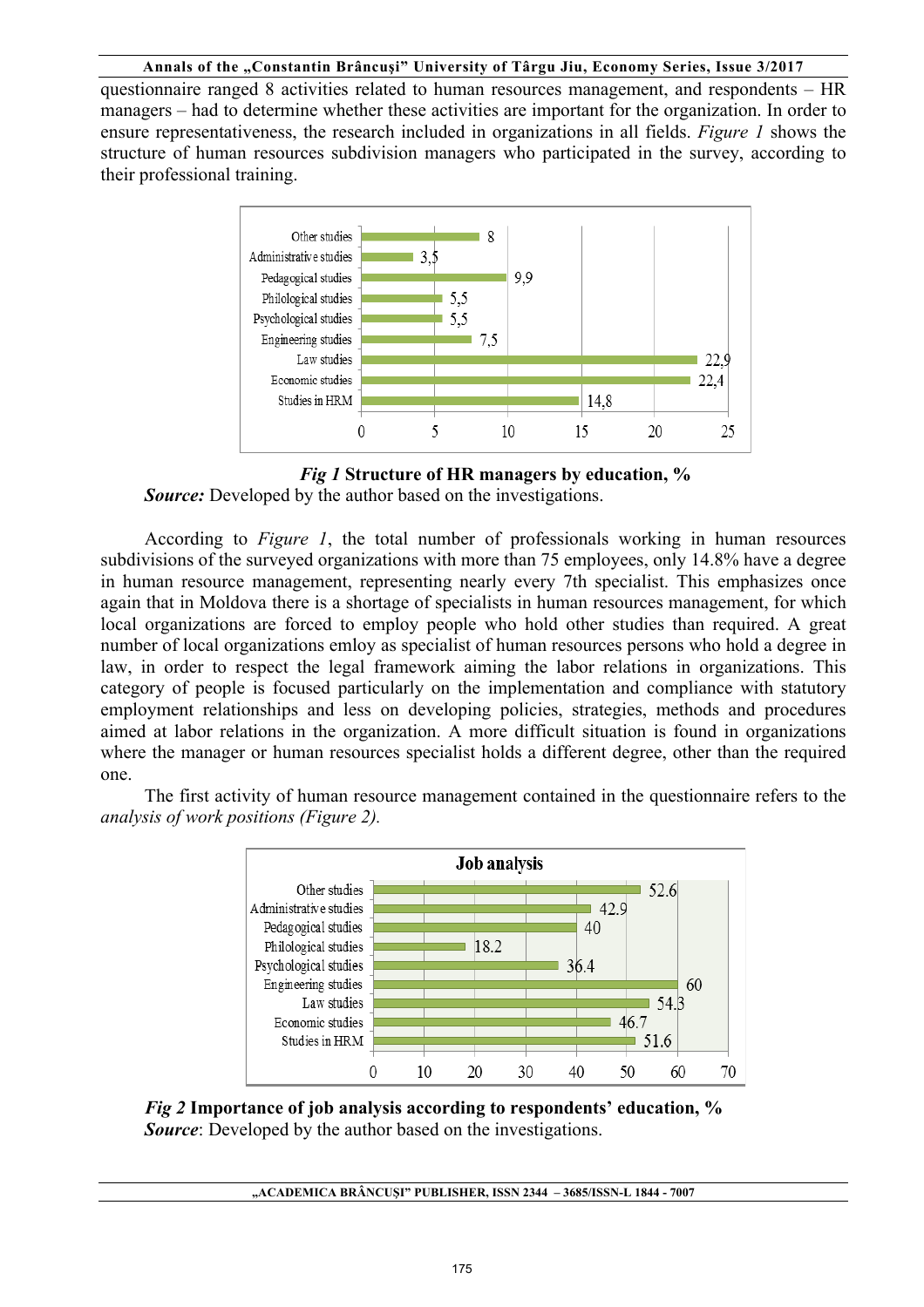questionnaire ranged 8 activities related to human resources management, and respondents – HR managers – had to determine whether these activities are important for the organization. In order to ensure representativeness, the research included in organizations in all fields. *Figure 1* shows the structure of human resources subdivision managers who participated in the survey, according to their professional training.

| Education | % |
|---|---|
| Other studies | 8 |
| Administrative studies | 3,5 |
| Pedagogical studies | 9,9 |
| Philological studies | 5,5 |
| Psychological studies | 5,5 |
| Engineering studies | 7,5 |
| Law studies | 22,9 |
| Economic studies | 22,4 |
| Studies in HRM | 14,8 |

***Fig 1*** **Structure of HR managers by education, %**

***Source:*** Developed by the author based on the investigations.

According to *Figure 1*, the total number of professionals working in human resources subdivisions of the surveyed organizations with more than 75 employees, only 14.8% have a degree in human resource management, representing nearly every 7th specialist. This emphasizes once again that in Moldova there is a shortage of specialists in human resources management, for which local organizations are forced to employ people who hold other studies than required. A great number of local organizations emloy as specialist of human resources persons who hold a degree in law, in order to respect the legal framework aiming the labor relations in organizations. This category of people is focused particularly on the implementation and compliance with statutory employment relationships and less on developing policies, strategies, methods and procedures aimed at labor relations in the organization. A more difficult situation is found in organizations where the manager or human resources specialist holds a different degree, other than the required one.

The first activity of human resource management contained in the questionnaire refers to the *analysis of work positions (Figure 2).*

**Job analysis**

| Education | % |
|---|---|
| Other studies | 52.6 |
| Administrative studies | 42.9 |
| Pedagogical studies | 40 |
| Philological studies | 18.2 |
| Psychological studies | 36.4 |
| Engineering studies | 60 |
| Law studies | 54.3 |
| Economic studies | 46.7 |
| Studies in HRM | 51.6 |

***Fig 2*** **Importance of job analysis according to respondents' education, %**

***Source***: Developed by the author based on the investigations.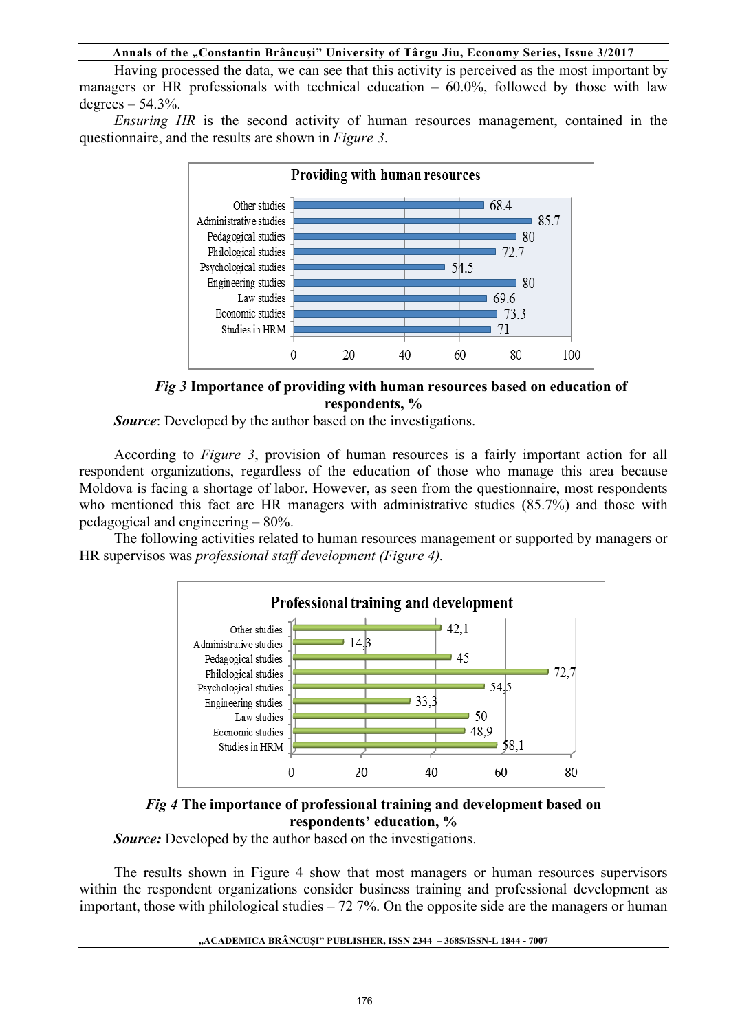Having processed the data, we can see that this activity is perceived as the most important by managers or HR professionals with technical education – 60.0%, followed by those with law degrees – 54.3%.

*Ensuring HR* is the second activity of human resources management, contained in the questionnaire, and the results are shown in *Figure 3*.

| Providing with human resources | % |
|---|---|
| Other studies | 68.4 |
| Administrative studies | 85.7 |
| Pedagogical studies | 80 |
| Philological studies | 72.7 |
| Psychological studies | 54.5 |
| Engineering studies | 80 |
| Law studies | 69.6 |
| Economic studies | 73.3 |
| Studies in HRM | 71 |

***Fig 3*** **Importance of providing with human resources based on education of respondents, %**

***Source***: Developed by the author based on the investigations.

According to *Figure 3*, provision of human resources is a fairly important action for all respondent organizations, regardless of the education of those who manage this area because Moldova is facing a shortage of labor. However, as seen from the questionnaire, most respondents who mentioned this fact are HR managers with administrative studies (85.7%) and those with pedagogical and engineering – 80%.

The following activities related to human resources management or supported by managers or HR supervisos was *professional staff development (Figure 4).*

| Professional training and development | % |
|---|---|
| Other studies | 42,1 |
| Administrative studies | 14,3 |
| Pedagogical studies | 45 |
| Philological studies | 72,7 |
| Psychological studies | 54,5 |
| Engineering studies | 33,3 |
| Law studies | 50 |
| Economic studies | 48,9 |
| Studies in HRM | 58,1 |

***Fig 4*** **The importance of professional training and development based on respondents' education, %**

***Source:*** Developed by the author based on the investigations.

The results shown in Figure 4 show that most managers or human resources supervisors within the respondent organizations consider business training and professional development as important, those with philological studies – 72 7%. On the opposite side are the managers or human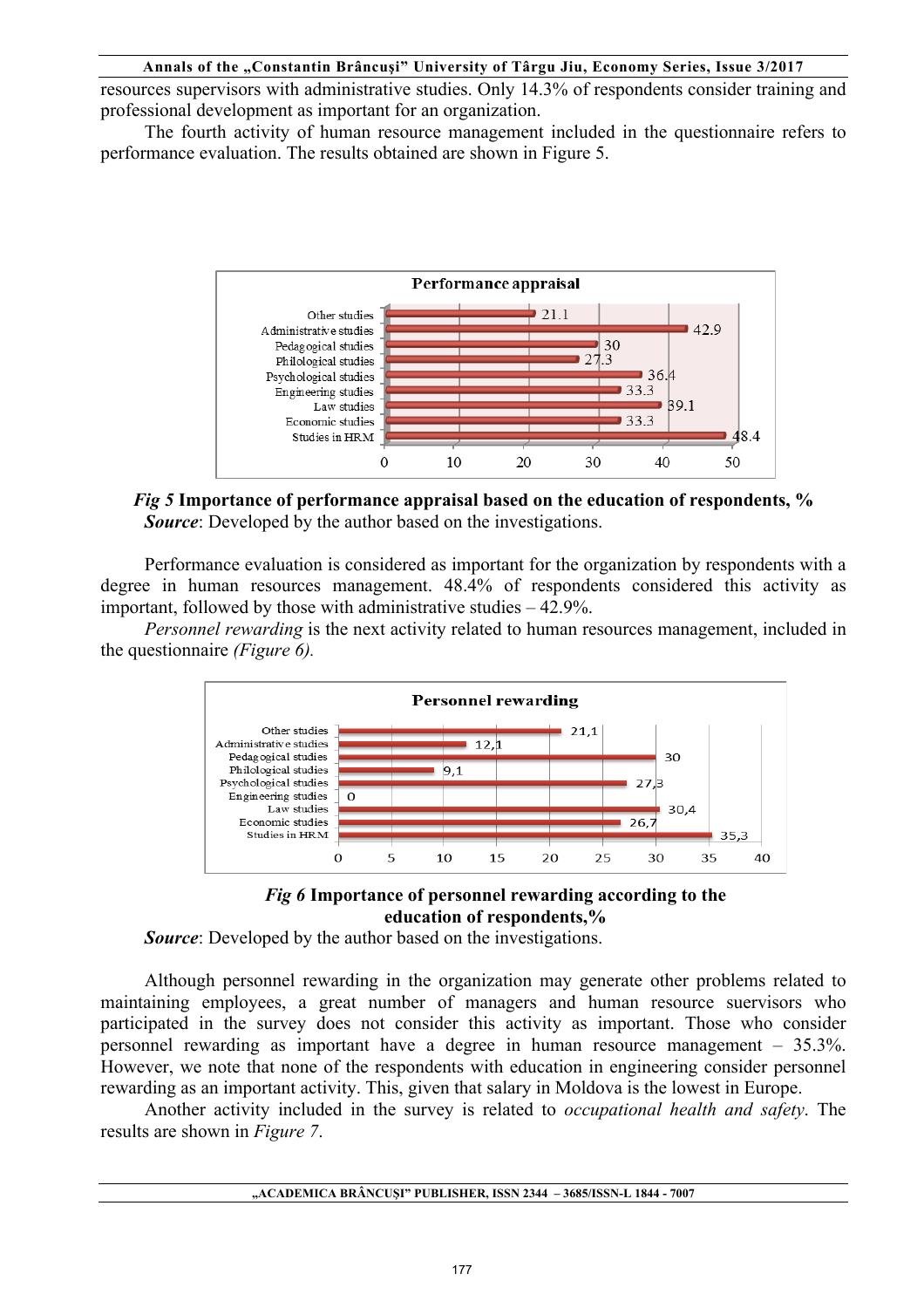resources supervisors with administrative studies. Only 14.3% of respondents consider training and professional development as important for an organization.

The fourth activity of human resource management included in the questionnaire refers to performance evaluation. The results obtained are shown in Figure 5.

**Performance appraisal**

| Education | % |
|---|---|
| Other studies | 21.1 |
| Administrative studies | 42.9 |
| Pedagogical studies | 30 |
| Philological studies | 27.3 |
| Psychological studies | 36.4 |
| Engineering studies | 33.3 |
| Law studies | 39.1 |
| Economic studies | 33.3 |
| Studies in HRM | 48.4 |

***Fig 5*** **Importance of performance appraisal based on the education of respondents, %**

***Source***: Developed by the author based on the investigations.

Performance evaluation is considered as important for the organization by respondents with a degree in human resources management. 48.4% of respondents considered this activity as important, followed by those with administrative studies – 42.9%.

*Personnel rewarding* is the next activity related to human resources management, included in the questionnaire *(Figure 6).*

**Personnel rewarding**

| Education | % |
|---|---|
| Other studies | 21,1 |
| Administrative studies | 12,1 |
| Pedagogical studies | 30 |
| Philological studies | 9,1 |
| Psychological studies | 27,3 |
| Engineering studies | 0 |
| Law studies | 30,4 |
| Economic studies | 26,7 |
| Studies in HRM | 35,3 |

***Fig 6*** **Importance of personnel rewarding according to the education of respondents,%**

***Source***: Developed by the author based on the investigations.

Although personnel rewarding in the organization may generate other problems related to maintaining employees, a great number of managers and human resource suervisors who participated in the survey does not consider this activity as important. Those who consider personnel rewarding as important have a degree in human resource management – 35.3%. However, we note that none of the respondents with education in engineering consider personnel rewarding as an important activity. This, given that salary in Moldova is the lowest in Europe.

Another activity included in the survey is related to *occupational health and safety*. The results are shown in *Figure 7*.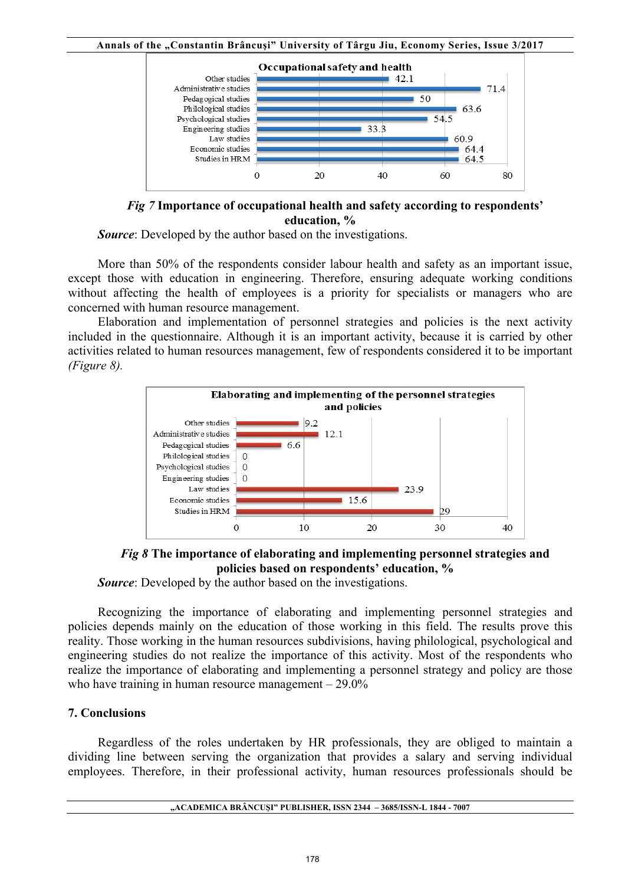Occupational safety and health

| | % |
|---|---|
| Other studies | 42.1 |
| Administrative studies | 71.4 |
| Pedagogical studies | 50 |
| Philological studies | 63.6 |
| Psychological studies | 54.5 |
| Engineering studies | 33.3 |
| Law studies | 60.9 |
| Economic studies | 64.4 |
| Studies in HRM | 64.5 |

***Fig 7*** **Importance of occupational health and safety according to respondents' education, %**

***Source***: Developed by the author based on the investigations.

More than 50% of the respondents consider labour health and safety as an important issue, except those with education in engineering. Therefore, ensuring adequate working conditions without affecting the health of employees is a priority for specialists or managers who are concerned with human resource management.

Elaboration and implementation of personnel strategies and policies is the next activity included in the questionnaire. Although it is an important activity, because it is carried by other activities related to human resources management, few of respondents considered it to be important *(Figure 8)*.

Elaborating and implementing of the personnel strategies and policies

| | % |
|---|---|
| Other studies | 9.2 |
| Administrative studies | 12.1 |
| Pedagogical studies | 6.6 |
| Philological studies | 0 |
| Psychological studies | 0 |
| Engineering studies | 0 |
| Law studies | 23.9 |
| Economic studies | 15.6 |
| Studies in HRM | 29 |

***Fig 8*** **The importance of elaborating and implementing personnel strategies and policies based on respondents' education, %**

***Source***: Developed by the author based on the investigations.

Recognizing the importance of elaborating and implementing personnel strategies and policies depends mainly on the education of those working in this field. The results prove this reality. Those working in the human resources subdivisions, having philological, psychological and engineering studies do not realize the importance of this activity. Most of the respondents who realize the importance of elaborating and implementing a personnel strategy and policy are those who have training in human resource management – 29.0%

## 7. Conclusions

Regardless of the roles undertaken by HR professionals, they are obliged to maintain a dividing line between serving the organization that provides a salary and serving individual employees. Therefore, in their professional activity, human resources professionals should be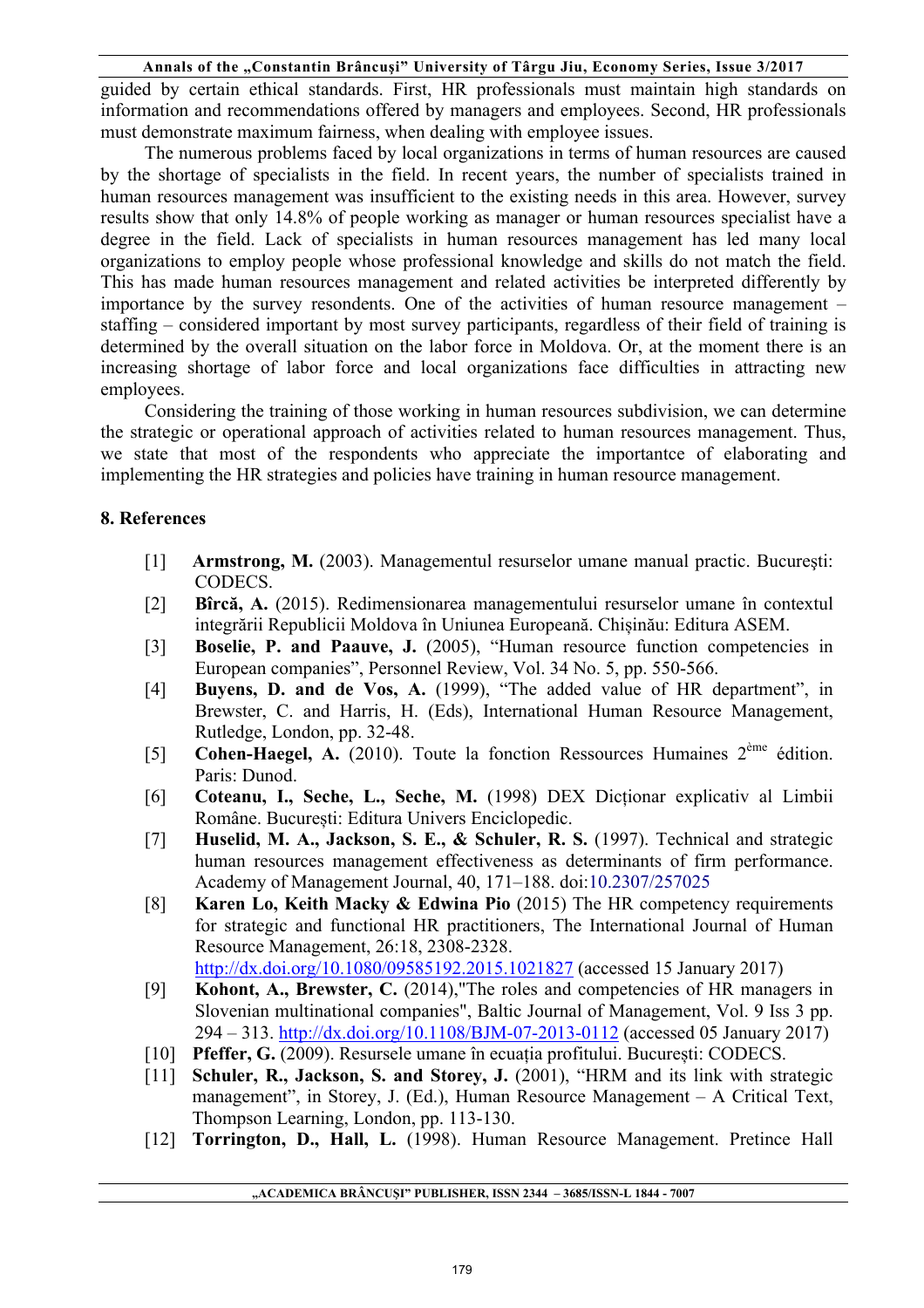guided by certain ethical standards. First, HR professionals must maintain high standards on information and recommendations offered by managers and employees. Second, HR professionals must demonstrate maximum fairness, when dealing with employee issues.

The numerous problems faced by local organizations in terms of human resources are caused by the shortage of specialists in the field. In recent years, the number of specialists trained in human resources management was insufficient to the existing needs in this area. However, survey results show that only 14.8% of people working as manager or human resources specialist have a degree in the field. Lack of specialists in human resources management has led many local organizations to employ people whose professional knowledge and skills do not match the field. This has made human resources management and related activities be interpreted differently by importance by the survey resondents. One of the activities of human resource management – staffing – considered important by most survey participants, regardless of their field of training is determined by the overall situation on the labor force in Moldova. Or, at the moment there is an increasing shortage of labor force and local organizations face difficulties in attracting new employees.

Considering the training of those working in human resources subdivision, we can determine the strategic or operational approach of activities related to human resources management. Thus, we state that most of the respondents who appreciate the importantce of elaborating and implementing the HR strategies and policies have training in human resource management.

## 8. References

[1] **Armstrong, M.** (2003). Managementul resurselor umane manual practic. Bucureşti: CODECS.

[2] **Bîrcă, A.** (2015). Redimensionarea managementului resurselor umane în contextul integrării Republicii Moldova în Uniunea Europeană. Chișinău: Editura ASEM.

[3] **Boselie, P. and Paauve, J.** (2005), "Human resource function competencies in European companies", Personnel Review, Vol. 34 No. 5, pp. 550-566.

[4] **Buyens, D. and de Vos, A.** (1999), "The added value of HR department", in Brewster, C. and Harris, H. (Eds), International Human Resource Management, Rutledge, London, pp. 32-48.

[5] **Cohen-Haegel, A.** (2010). Toute la fonction Ressources Humaines 2ème édition. Paris: Dunod.

[6] **Coteanu, I., Seche, L., Seche, M.** (1998) DEX Dicționar explicativ al Limbii Române. București: Editura Univers Enciclopedic.

[7] **Huselid, M. A., Jackson, S. E., & Schuler, R. S.** (1997). Technical and strategic human resources management effectiveness as determinants of firm performance. Academy of Management Journal, 40, 171–188. doi:10.2307/257025

[8] **Karen Lo, Keith Macky & Edwina Pio** (2015) The HR competency requirements for strategic and functional HR practitioners, The International Journal of Human Resource Management, 26:18, 2308-2328. http://dx.doi.org/10.1080/09585192.2015.1021827 (accessed 15 January 2017)

[9] **Kohont, A., Brewster, C.** (2014),"The roles and competencies of HR managers in Slovenian multinational companies", Baltic Journal of Management, Vol. 9 Iss 3 pp. 294 – 313. http://dx.doi.org/10.1108/BJM-07-2013-0112 (accessed 05 January 2017)

[10] **Pfeffer, G.** (2009). Resursele umane în ecuația profitului. București: CODECS.

[11] **Schuler, R., Jackson, S. and Storey, J.** (2001), "HRM and its link with strategic management", in Storey, J. (Ed.), Human Resource Management – A Critical Text, Thompson Learning, London, pp. 113-130.

[12] **Torrington, D., Hall, L.** (1998). Human Resource Management. Pretince Hall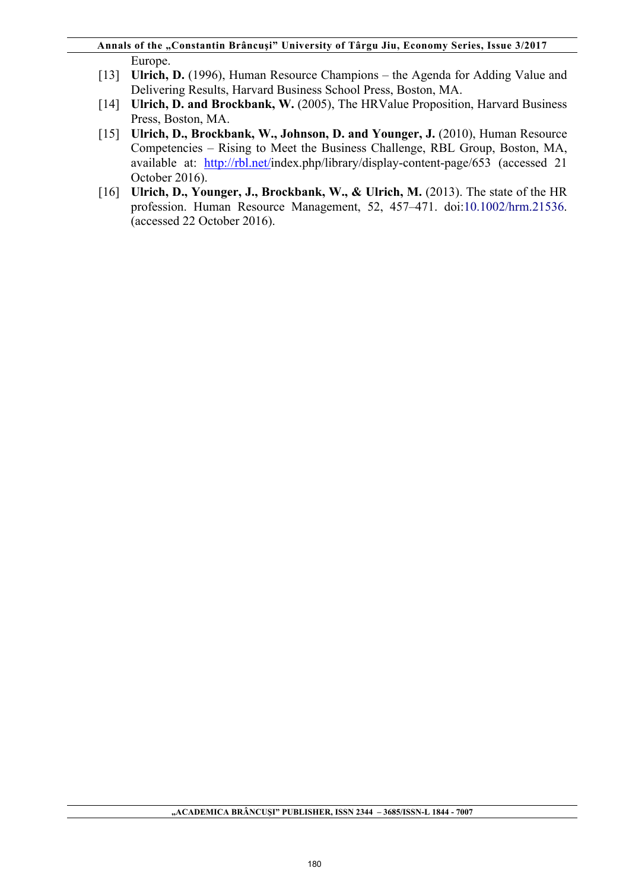Europe.

[13] **Ulrich, D.** (1996), Human Resource Champions – the Agenda for Adding Value and Delivering Results, Harvard Business School Press, Boston, MA.

[14] **Ulrich, D. and Brockbank, W.** (2005), The HRValue Proposition, Harvard Business Press, Boston, MA.

[15] **Ulrich, D., Brockbank, W., Johnson, D. and Younger, J.** (2010), Human Resource Competencies – Rising to Meet the Business Challenge, RBL Group, Boston, MA, available at: http://rbl.net/index.php/library/display-content-page/653 (accessed 21 October 2016).

[16] **Ulrich, D., Younger, J., Brockbank, W., & Ulrich, M.** (2013). The state of the HR profession. Human Resource Management, 52, 457–471. doi:10.1002/hrm.21536. (accessed 22 October 2016).